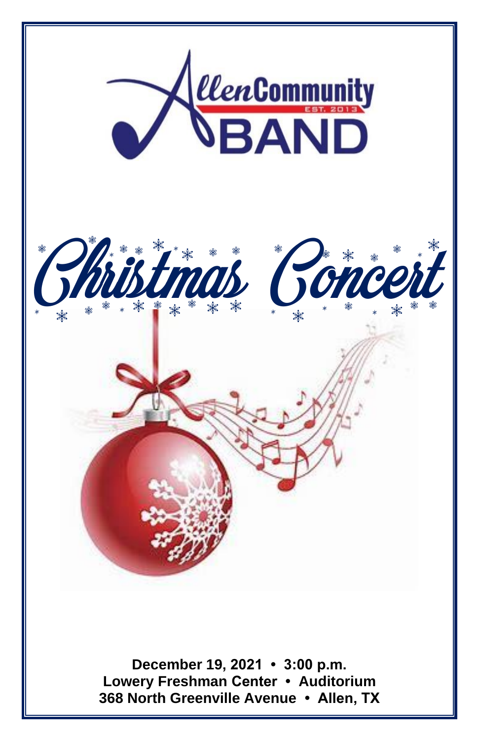Allen Community Band

EST. 2013

# Christmas Concert

**December 19, 2021 • 3:00 p.m.**
**Lowery Freshman Center • Auditorium**
**368 North Greenville Avenue • Allen, TX**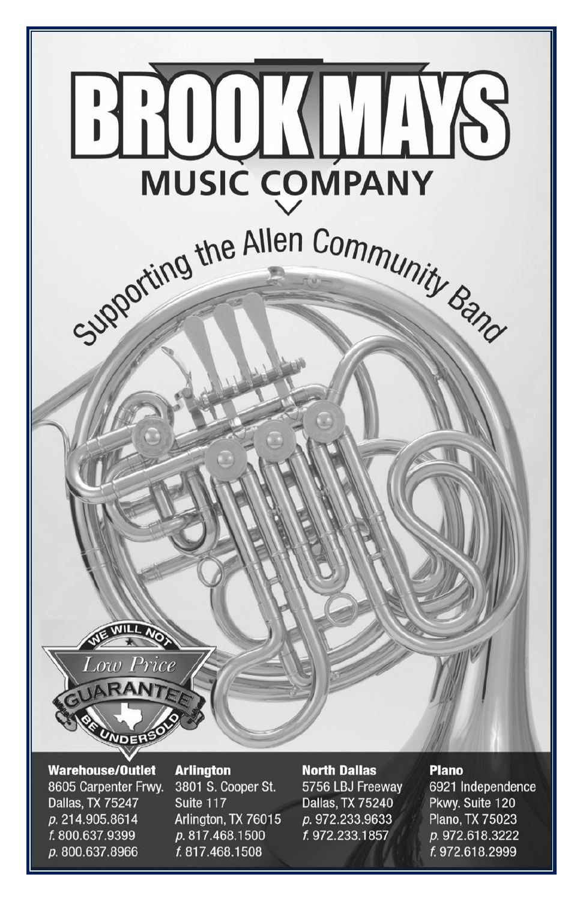# BROOK MAYS

## MUSIC COMPANY

Supporting the Allen Community Band

WE WILL NOT
*Low Price*
GUARANTEE
BE UNDERSOLD

**Warehouse/Outlet**
8605 Carpenter Frwy.
Dallas, TX 75247
*p.* 214.905.8614
*f.* 800.637.9399
*p.* 800.637.8966

**Arlington**
3801 S. Cooper St.
Suite 117
Arlington, TX 76015
*p.* 817.468.1500
*f.* 817.468.1508

**North Dallas**
5756 LBJ Freeway
Dallas, TX 75240
*p.* 972.233.9633
*f.* 972.233.1857

**Plano**
6921 Independence
Pkwy. Suite 120
Plano, TX 75023
*p.* 972.618.3222
*f.* 972.618.2999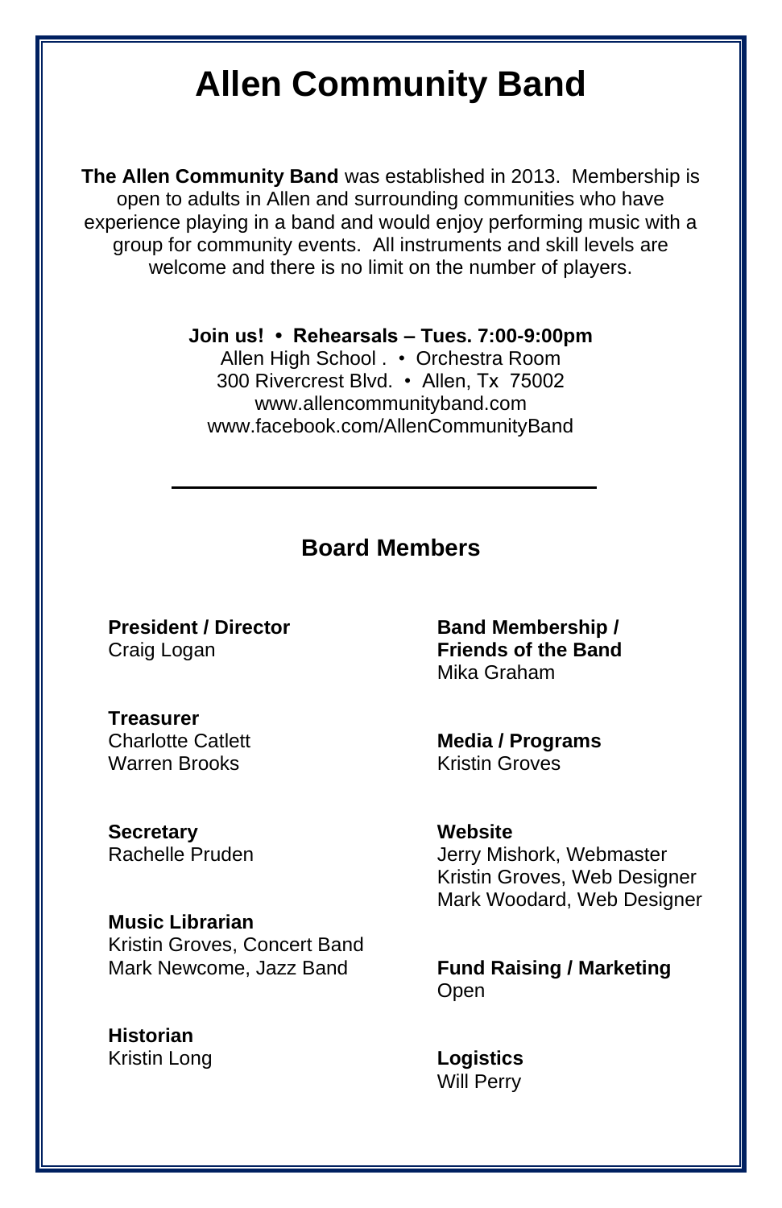# Allen Community Band

**The Allen Community Band** was established in 2013. Membership is open to adults in Allen and surrounding communities who have experience playing in a band and would enjoy performing music with a group for community events. All instruments and skill levels are welcome and there is no limit on the number of players.

**Join us! • Rehearsals – Tues. 7:00-9:00pm**
Allen High School . • Orchestra Room
300 Rivercrest Blvd. • Allen, Tx 75002
www.allencommunityband.com
www.facebook.com/AllenCommunityBand

---

## Board Members

**President / Director**
Craig Logan

**Treasurer**
Charlotte Catlett
Warren Brooks

**Secretary**
Rachelle Pruden

**Music Librarian**
Kristin Groves, Concert Band
Mark Newcome, Jazz Band

**Historian**
Kristin Long

**Band Membership / Friends of the Band**
Mika Graham

**Media / Programs**
Kristin Groves

**Website**
Jerry Mishork, Webmaster
Kristin Groves, Web Designer
Mark Woodard, Web Designer

**Fund Raising / Marketing**
Open

**Logistics**
Will Perry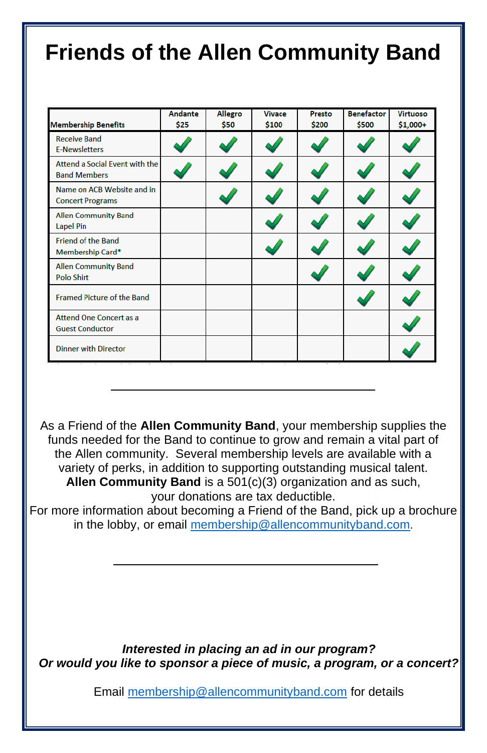# Friends of the Allen Community Band

| Membership Benefits | Andante $25 | Allegro $50 | Vivace $100 | Presto $200 | Benefactor $500 | Virtuoso $1,000+ |
|---|---|---|---|---|---|---|
| Receive Band E-Newsletters | ✓ | ✓ | ✓ | ✓ | ✓ | ✓ |
| Attend a Social Event with the Band Members | ✓ | ✓ | ✓ | ✓ | ✓ | ✓ |
| Name on ACB Website and in Concert Programs | | ✓ | ✓ | ✓ | ✓ | ✓ |
| Allen Community Band Lapel Pin | | | ✓ | ✓ | ✓ | ✓ |
| Friend of the Band Membership Card* | | | ✓ | ✓ | ✓ | ✓ |
| Allen Community Band Polo Shirt | | | | ✓ | ✓ | ✓ |
| Framed Picture of the Band | | | | | ✓ | ✓ |
| Attend One Concert as a Guest Conductor | | | | | | ✓ |
| Dinner with Director | | | | | | ✓ |

---

As a Friend of the **Allen Community Band**, your membership supplies the funds needed for the Band to continue to grow and remain a vital part of the Allen community. Several membership levels are available with a variety of perks, in addition to supporting outstanding musical talent. **Allen Community Band** is a 501(c)(3) organization and as such, your donations are tax deductible.
For more information about becoming a Friend of the Band, pick up a brochure in the lobby, or email membership@allencommunityband.com.

---

***Interested in placing an ad in our program?***
***Or would you like to sponsor a piece of music, a program, or a concert?***

Email membership@allencommunityband.com for details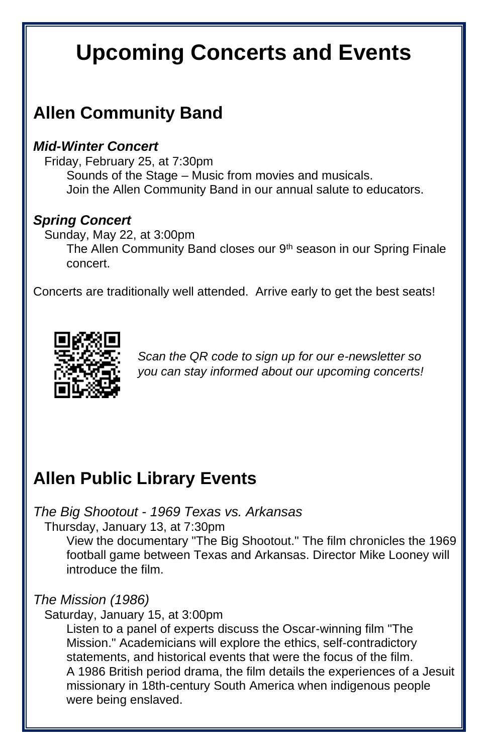# Upcoming Concerts and Events

## Allen Community Band

***Mid-Winter Concert***

Friday, February 25, at 7:30pm

Sounds of the Stage – Music from movies and musicals.
Join the Allen Community Band in our annual salute to educators.

***Spring Concert***

Sunday, May 22, at 3:00pm

The Allen Community Band closes our 9th season in our Spring Finale concert.

Concerts are traditionally well attended. Arrive early to get the best seats!

*Scan the QR code to sign up for our e-newsletter so you can stay informed about our upcoming concerts!*

## Allen Public Library Events

*The Big Shootout - 1969 Texas vs. Arkansas*

Thursday, January 13, at 7:30pm

View the documentary "The Big Shootout." The film chronicles the 1969 football game between Texas and Arkansas. Director Mike Looney will introduce the film.

*The Mission (1986)*

Saturday, January 15, at 3:00pm

Listen to a panel of experts discuss the Oscar-winning film "The Mission." Academicians will explore the ethics, self-contradictory statements, and historical events that were the focus of the film.
A 1986 British period drama, the film details the experiences of a Jesuit missionary in 18th-century South America when indigenous people were being enslaved.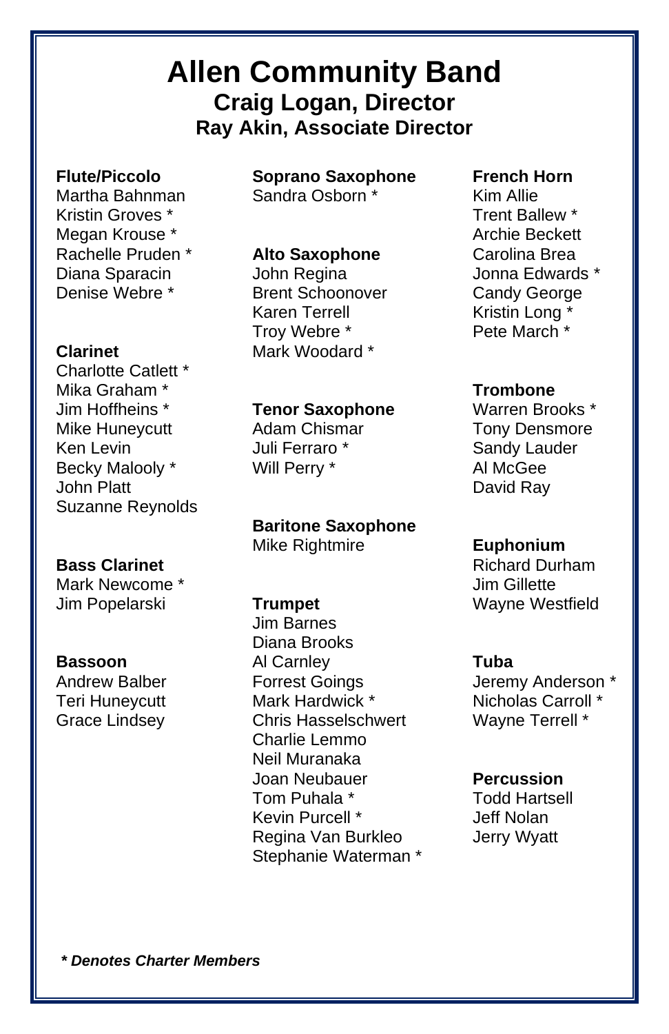# Allen Community Band

## Craig Logan, Director

### Ray Akin, Associate Director

**Flute/Piccolo**
Martha Bahnman
Kristin Groves *
Megan Krouse *
Rachelle Pruden *
Diana Sparacin
Denise Webre *

**Clarinet**
Charlotte Catlett *
Mika Graham *
Jim Hoffheins *
Mike Huneycutt
Ken Levin
Becky Malooly *
John Platt
Suzanne Reynolds

**Bass Clarinet**
Mark Newcome *
Jim Popelarski

**Bassoon**
Andrew Balber
Teri Huneycutt
Grace Lindsey

**Soprano Saxophone**
Sandra Osborn *

**Alto Saxophone**
John Regina
Brent Schoonover
Karen Terrell
Troy Webre *
Mark Woodard *

**Tenor Saxophone**
Adam Chismar
Juli Ferraro *
Will Perry *

**Baritone Saxophone**
Mike Rightmire

**Trumpet**
Jim Barnes
Diana Brooks
Al Carnley
Forrest Goings
Mark Hardwick *
Chris Hasselschwert
Charlie Lemmo
Neil Muranaka
Joan Neubauer
Tom Puhala *
Kevin Purcell *
Regina Van Burkleo
Stephanie Waterman *

**French Horn**
Kim Allie
Trent Ballew *
Archie Beckett
Carolina Brea
Jonna Edwards *
Candy George
Kristin Long *
Pete March *

**Trombone**
Warren Brooks *
Tony Densmore
Sandy Lauder
Al McGee
David Ray

**Euphonium**
Richard Durham
Jim Gillette
Wayne Westfield

**Tuba**
Jeremy Anderson *
Nicholas Carroll *
Wayne Terrell *

**Percussion**
Todd Hartsell
Jeff Nolan
Jerry Wyatt

***&#42; Denotes Charter Members***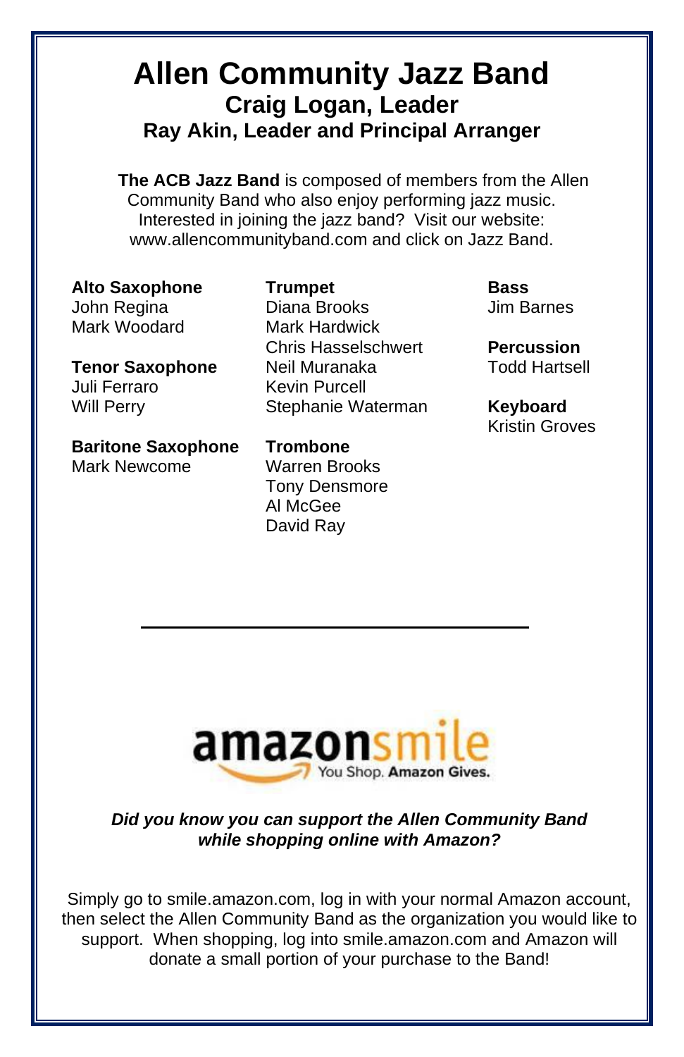# Allen Community Jazz Band

## Craig Logan, Leader

### Ray Akin, Leader and Principal Arranger

**The ACB Jazz Band** is composed of members from the Allen Community Band who also enjoy performing jazz music. Interested in joining the jazz band? Visit our website: www.allencommunityband.com and click on Jazz Band.

**Alto Saxophone**
John Regina
Mark Woodard

**Tenor Saxophone**
Juli Ferraro
Will Perry

**Baritone Saxophone**
Mark Newcome

**Trumpet**
Diana Brooks
Mark Hardwick
Chris Hasselschwert
Neil Muranaka
Kevin Purcell
Stephanie Waterman

**Trombone**
Warren Brooks
Tony Densmore
Al McGee
David Ray

**Bass**
Jim Barnes

**Percussion**
Todd Hartsell

**Keyboard**
Kristin Groves

---

amazonsmile
You Shop. **Amazon Gives.**

***Did you know you can support the Allen Community Band while shopping online with Amazon?***

Simply go to smile.amazon.com, log in with your normal Amazon account, then select the Allen Community Band as the organization you would like to support. When shopping, log into smile.amazon.com and Amazon will donate a small portion of your purchase to the Band!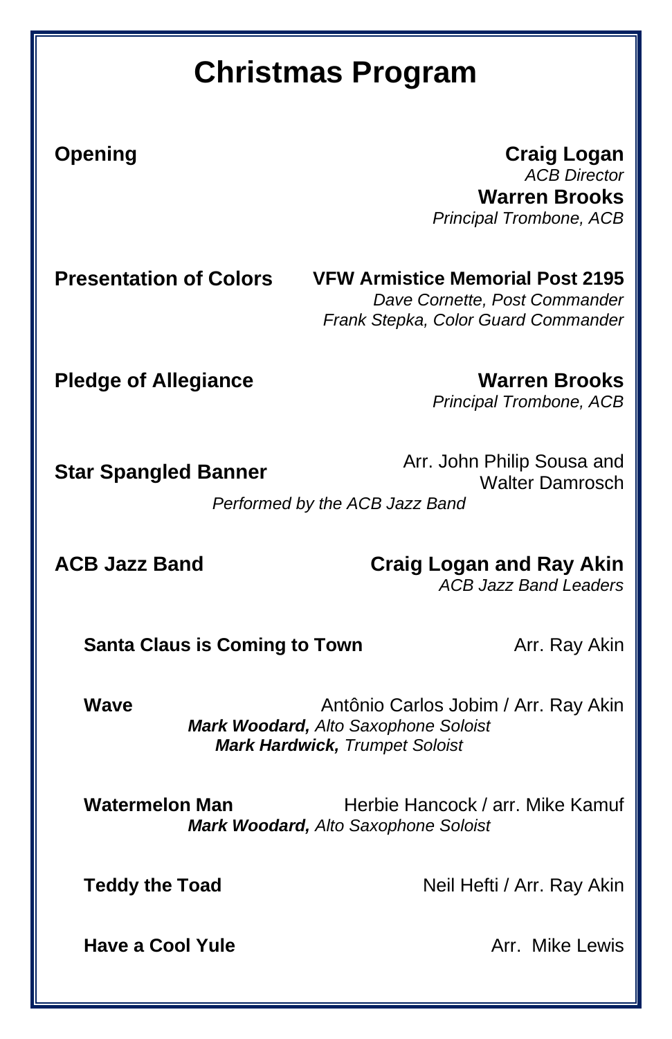# Christmas Program

**Opening** — **Craig Logan**
*ACB Director*
**Warren Brooks**
*Principal Trombone, ACB*

**Presentation of Colors** — **VFW Armistice Memorial Post 2195**
*Dave Cornette, Post Commander*
*Frank Stepka, Color Guard Commander*

**Pledge of Allegiance** — **Warren Brooks**
*Principal Trombone, ACB*

**Star Spangled Banner** — Arr. John Philip Sousa and Walter Damrosch
*Performed by the ACB Jazz Band*

**ACB Jazz Band** — **Craig Logan and Ray Akin**
*ACB Jazz Band Leaders*

**Santa Claus is Coming to Town** — Arr. Ray Akin

**Wave** — Antônio Carlos Jobim / Arr. Ray Akin
***Mark Woodard,*** *Alto Saxophone Soloist*
***Mark Hardwick,*** *Trumpet Soloist*

**Watermelon Man** — Herbie Hancock / arr. Mike Kamuf
***Mark Woodard,*** *Alto Saxophone Soloist*

**Teddy the Toad** — Neil Hefti / Arr. Ray Akin

**Have a Cool Yule** — Arr. Mike Lewis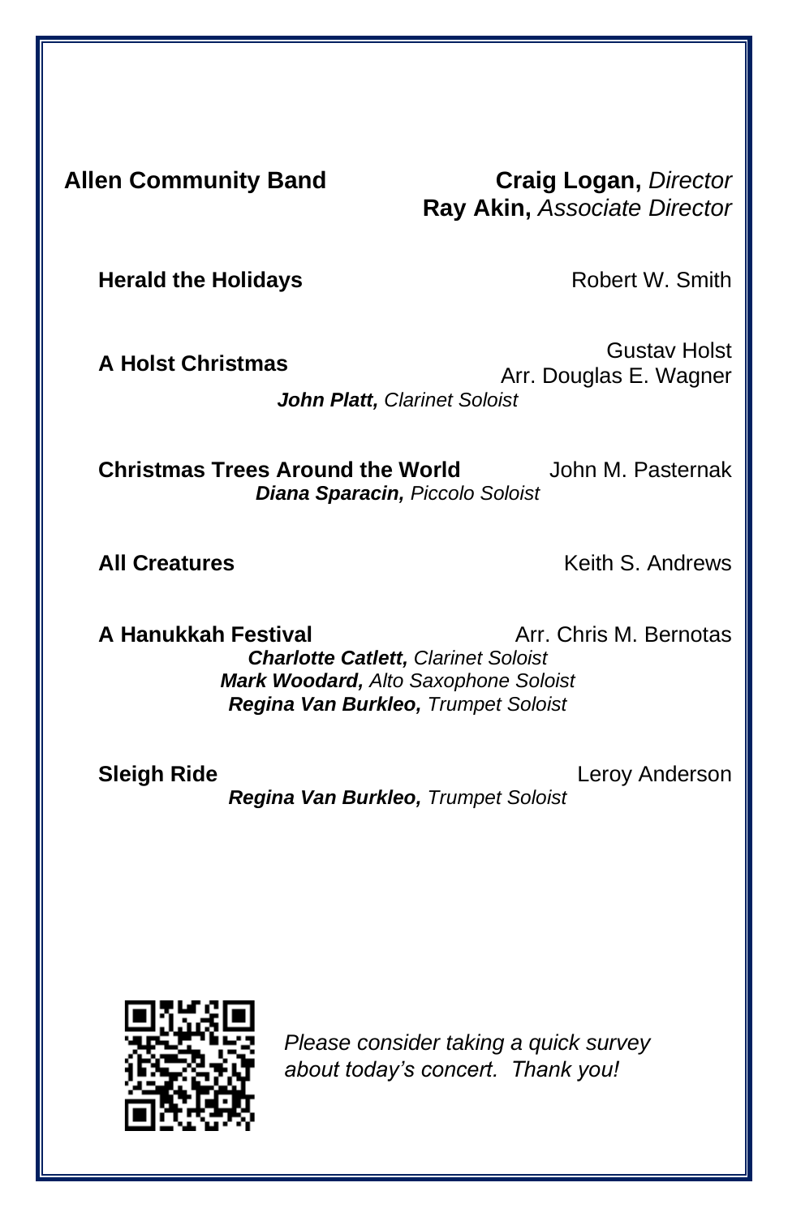**Allen Community Band**

**Craig Logan,** *Director*
**Ray Akin,** *Associate Director*

**Herald the Holidays** — Robert W. Smith

**A Holst Christmas** — Gustav Holst, Arr. Douglas E. Wagner
***John Platt,*** *Clarinet Soloist*

**Christmas Trees Around the World** — John M. Pasternak
***Diana Sparacin,*** *Piccolo Soloist*

**All Creatures** — Keith S. Andrews

**A Hanukkah Festival** — Arr. Chris M. Bernotas
***Charlotte Catlett,*** *Clarinet Soloist*
***Mark Woodard,*** *Alto Saxophone Soloist*
***Regina Van Burkleo,*** *Trumpet Soloist*

**Sleigh Ride** — Leroy Anderson
***Regina Van Burkleo,*** *Trumpet Soloist*

*Please consider taking a quick survey about today's concert. Thank you!*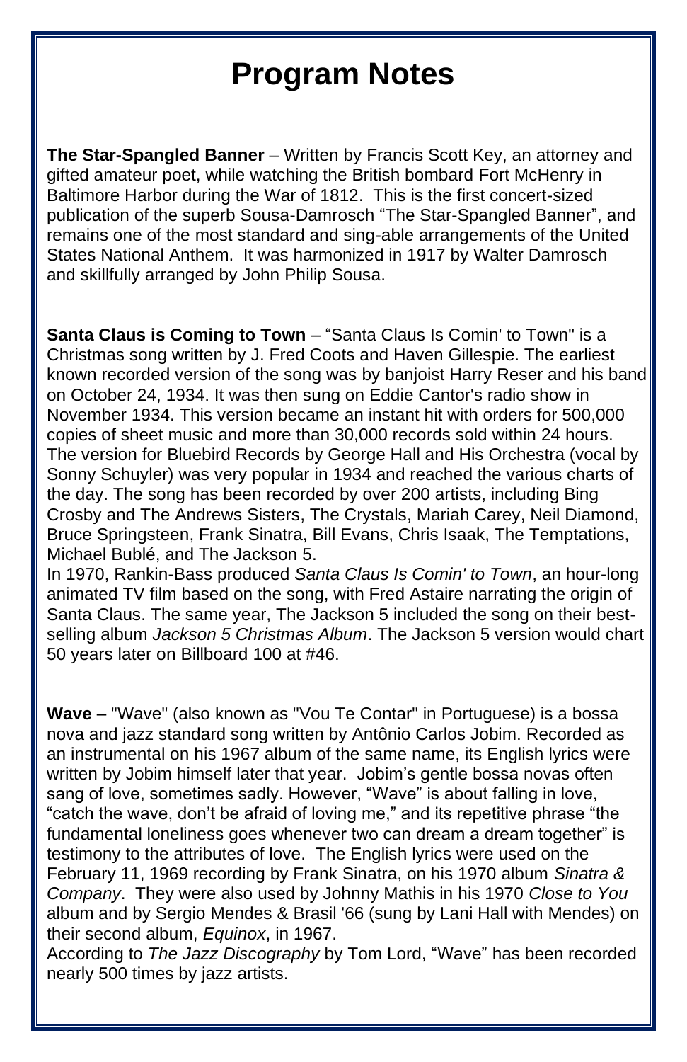# Program Notes

**The Star-Spangled Banner** – Written by Francis Scott Key, an attorney and gifted amateur poet, while watching the British bombard Fort McHenry in Baltimore Harbor during the War of 1812. This is the first concert-sized publication of the superb Sousa-Damrosch "The Star-Spangled Banner", and remains one of the most standard and sing-able arrangements of the United States National Anthem. It was harmonized in 1917 by Walter Damrosch and skillfully arranged by John Philip Sousa.

**Santa Claus is Coming to Town** – "Santa Claus Is Comin' to Town" is a Christmas song written by J. Fred Coots and Haven Gillespie. The earliest known recorded version of the song was by banjoist Harry Reser and his band on October 24, 1934. It was then sung on Eddie Cantor's radio show in November 1934. This version became an instant hit with orders for 500,000 copies of sheet music and more than 30,000 records sold within 24 hours. The version for Bluebird Records by George Hall and His Orchestra (vocal by Sonny Schuyler) was very popular in 1934 and reached the various charts of the day. The song has been recorded by over 200 artists, including Bing Crosby and The Andrews Sisters, The Crystals, Mariah Carey, Neil Diamond, Bruce Springsteen, Frank Sinatra, Bill Evans, Chris Isaak, The Temptations, Michael Bublé, and The Jackson 5.
In 1970, Rankin-Bass produced *Santa Claus Is Comin' to Town*, an hour-long animated TV film based on the song, with Fred Astaire narrating the origin of Santa Claus. The same year, The Jackson 5 included the song on their best-selling album *Jackson 5 Christmas Album*. The Jackson 5 version would chart 50 years later on Billboard 100 at #46.

**Wave** – "Wave" (also known as "Vou Te Contar" in Portuguese) is a bossa nova and jazz standard song written by Antônio Carlos Jobim. Recorded as an instrumental on his 1967 album of the same name, its English lyrics were written by Jobim himself later that year. Jobim's gentle bossa novas often sang of love, sometimes sadly. However, "Wave" is about falling in love, "catch the wave, don't be afraid of loving me," and its repetitive phrase "the fundamental loneliness goes whenever two can dream a dream together" is testimony to the attributes of love. The English lyrics were used on the February 11, 1969 recording by Frank Sinatra, on his 1970 album *Sinatra & Company*. They were also used by Johnny Mathis in his 1970 *Close to You* album and by Sergio Mendes & Brasil '66 (sung by Lani Hall with Mendes) on their second album, *Equinox*, in 1967.
According to *The Jazz Discography* by Tom Lord, "Wave" has been recorded nearly 500 times by jazz artists.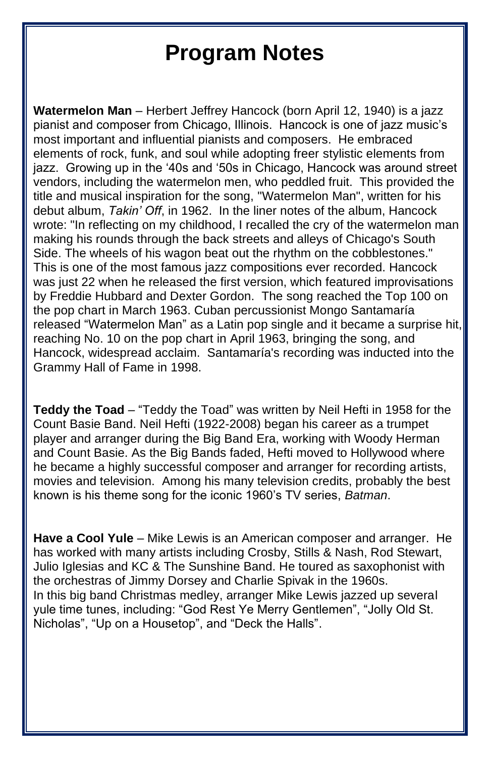# Program Notes

**Watermelon Man** – Herbert Jeffrey Hancock (born April 12, 1940) is a jazz pianist and composer from Chicago, Illinois. Hancock is one of jazz music's most important and influential pianists and composers. He embraced elements of rock, funk, and soul while adopting freer stylistic elements from jazz. Growing up in the '40s and '50s in Chicago, Hancock was around street vendors, including the watermelon men, who peddled fruit. This provided the title and musical inspiration for the song, "Watermelon Man", written for his debut album, *Takin' Off*, in 1962. In the liner notes of the album, Hancock wrote: "In reflecting on my childhood, I recalled the cry of the watermelon man making his rounds through the back streets and alleys of Chicago's South Side. The wheels of his wagon beat out the rhythm on the cobblestones." This is one of the most famous jazz compositions ever recorded. Hancock was just 22 when he released the first version, which featured improvisations by Freddie Hubbard and Dexter Gordon. The song reached the Top 100 on the pop chart in March 1963. Cuban percussionist Mongo Santamaría released "Watermelon Man" as a Latin pop single and it became a surprise hit, reaching No. 10 on the pop chart in April 1963, bringing the song, and Hancock, widespread acclaim. Santamaría's recording was inducted into the Grammy Hall of Fame in 1998.

**Teddy the Toad** – "Teddy the Toad" was written by Neil Hefti in 1958 for the Count Basie Band. Neil Hefti (1922-2008) began his career as a trumpet player and arranger during the Big Band Era, working with Woody Herman and Count Basie. As the Big Bands faded, Hefti moved to Hollywood where he became a highly successful composer and arranger for recording artists, movies and television. Among his many television credits, probably the best known is his theme song for the iconic 1960's TV series, *Batman*.

**Have a Cool Yule** – Mike Lewis is an American composer and arranger. He has worked with many artists including Crosby, Stills & Nash, Rod Stewart, Julio Iglesias and KC & The Sunshine Band. He toured as saxophonist with the orchestras of Jimmy Dorsey and Charlie Spivak in the 1960s. In this big band Christmas medley, arranger Mike Lewis jazzed up several yule time tunes, including: "God Rest Ye Merry Gentlemen", "Jolly Old St. Nicholas", "Up on a Housetop", and "Deck the Halls".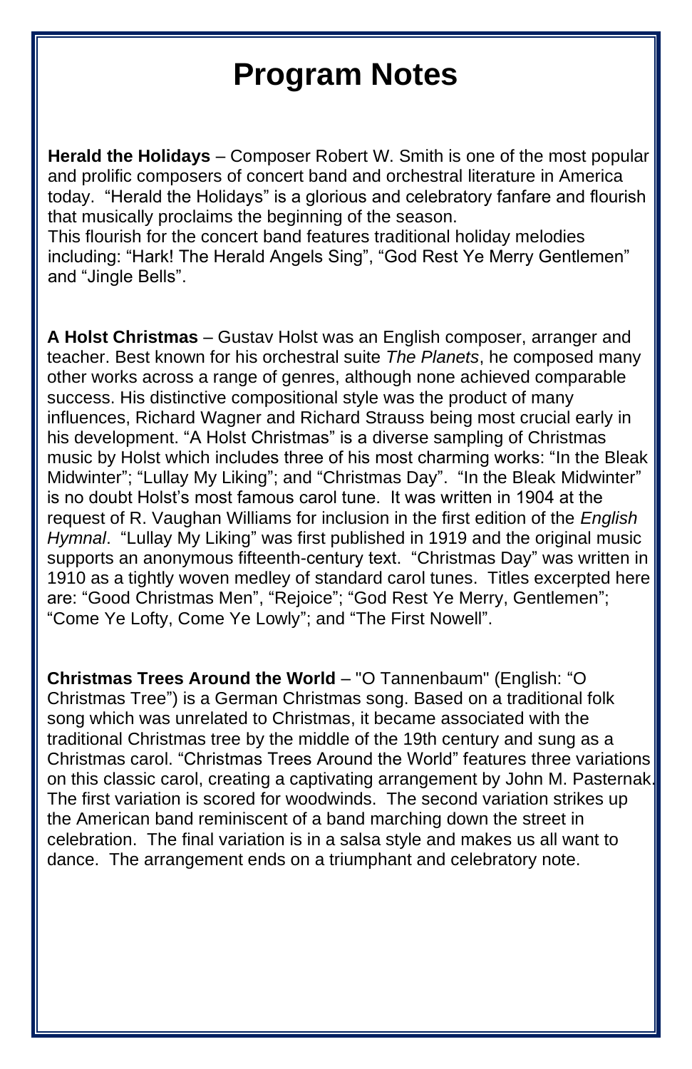# Program Notes

**Herald the Holidays** – Composer Robert W. Smith is one of the most popular and prolific composers of concert band and orchestral literature in America today. "Herald the Holidays" is a glorious and celebratory fanfare and flourish that musically proclaims the beginning of the season.
This flourish for the concert band features traditional holiday melodies including: "Hark! The Herald Angels Sing", "God Rest Ye Merry Gentlemen" and "Jingle Bells".

**A Holst Christmas** – Gustav Holst was an English composer, arranger and teacher. Best known for his orchestral suite *The Planets*, he composed many other works across a range of genres, although none achieved comparable success. His distinctive compositional style was the product of many influences, Richard Wagner and Richard Strauss being most crucial early in his development. "A Holst Christmas" is a diverse sampling of Christmas music by Holst which includes three of his most charming works: "In the Bleak Midwinter"; "Lullay My Liking"; and "Christmas Day". "In the Bleak Midwinter" is no doubt Holst's most famous carol tune. It was written in 1904 at the request of R. Vaughan Williams for inclusion in the first edition of the *English Hymnal*. "Lullay My Liking" was first published in 1919 and the original music supports an anonymous fifteenth-century text. "Christmas Day" was written in 1910 as a tightly woven medley of standard carol tunes. Titles excerpted here are: "Good Christmas Men", "Rejoice"; "God Rest Ye Merry, Gentlemen"; "Come Ye Lofty, Come Ye Lowly"; and "The First Nowell".

**Christmas Trees Around the World** – "O Tannenbaum" (English: "O Christmas Tree") is a German Christmas song. Based on a traditional folk song which was unrelated to Christmas, it became associated with the traditional Christmas tree by the middle of the 19th century and sung as a Christmas carol. "Christmas Trees Around the World" features three variations on this classic carol, creating a captivating arrangement by John M. Pasternak. The first variation is scored for woodwinds. The second variation strikes up the American band reminiscent of a band marching down the street in celebration. The final variation is in a salsa style and makes us all want to dance. The arrangement ends on a triumphant and celebratory note.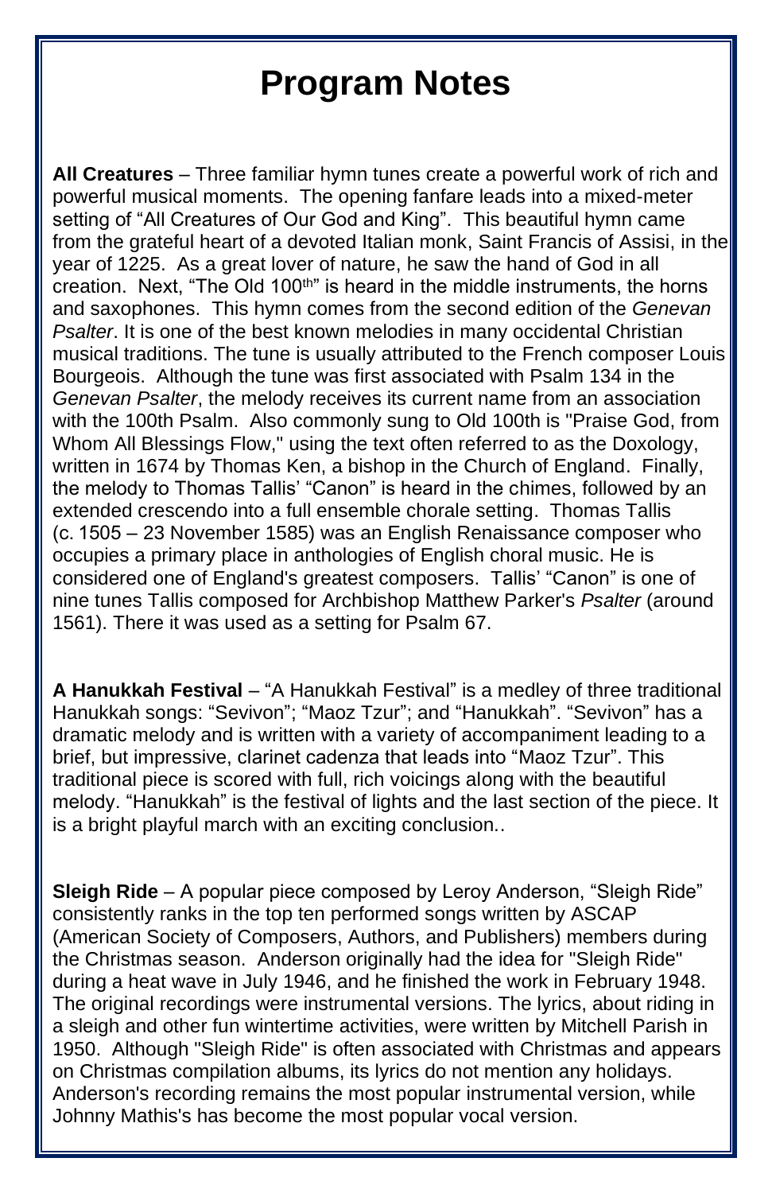# Program Notes

**All Creatures** – Three familiar hymn tunes create a powerful work of rich and powerful musical moments. The opening fanfare leads into a mixed-meter setting of "All Creatures of Our God and King". This beautiful hymn came from the grateful heart of a devoted Italian monk, Saint Francis of Assisi, in the year of 1225. As a great lover of nature, he saw the hand of God in all creation. Next, "The Old 100$^{th}$" is heard in the middle instruments, the horns and saxophones. This hymn comes from the second edition of the *Genevan Psalter*. It is one of the best known melodies in many occidental Christian musical traditions. The tune is usually attributed to the French composer Louis Bourgeois. Although the tune was first associated with Psalm 134 in the *Genevan Psalter*, the melody receives its current name from an association with the 100th Psalm. Also commonly sung to Old 100th is "Praise God, from Whom All Blessings Flow," using the text often referred to as the Doxology, written in 1674 by Thomas Ken, a bishop in the Church of England. Finally, the melody to Thomas Tallis' "Canon" is heard in the chimes, followed by an extended crescendo into a full ensemble chorale setting. Thomas Tallis (c. 1505 – 23 November 1585) was an English Renaissance composer who occupies a primary place in anthologies of English choral music. He is considered one of England's greatest composers. Tallis' "Canon" is one of nine tunes Tallis composed for Archbishop Matthew Parker's *Psalter* (around 1561). There it was used as a setting for Psalm 67.

**A Hanukkah Festival** – "A Hanukkah Festival" is a medley of three traditional Hanukkah songs: "Sevivon"; "Maoz Tzur"; and "Hanukkah". "Sevivon" has a dramatic melody and is written with a variety of accompaniment leading to a brief, but impressive, clarinet cadenza that leads into "Maoz Tzur". This traditional piece is scored with full, rich voicings along with the beautiful melody. "Hanukkah" is the festival of lights and the last section of the piece. It is a bright playful march with an exciting conclusion..

**Sleigh Ride** – A popular piece composed by Leroy Anderson, "Sleigh Ride" consistently ranks in the top ten performed songs written by ASCAP (American Society of Composers, Authors, and Publishers) members during the Christmas season. Anderson originally had the idea for "Sleigh Ride" during a heat wave in July 1946, and he finished the work in February 1948. The original recordings were instrumental versions. The lyrics, about riding in a sleigh and other fun wintertime activities, were written by Mitchell Parish in 1950. Although "Sleigh Ride" is often associated with Christmas and appears on Christmas compilation albums, its lyrics do not mention any holidays. Anderson's recording remains the most popular instrumental version, while Johnny Mathis's has become the most popular vocal version.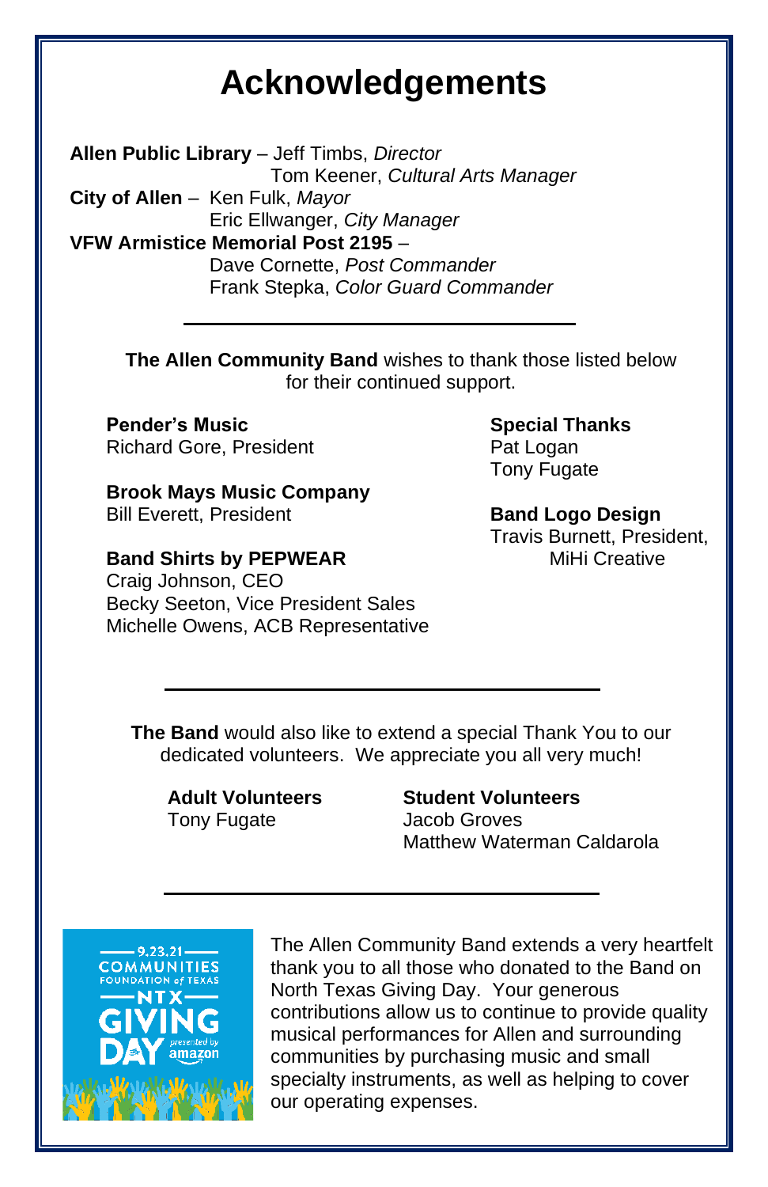# Acknowledgements

**Allen Public Library** – Jeff Timbs, *Director*
Tom Keener, *Cultural Arts Manager*
**City of Allen** – Ken Fulk, *Mayor*
Eric Ellwanger, *City Manager*
**VFW Armistice Memorial Post 2195** –
Dave Cornette, *Post Commander*
Frank Stepka, *Color Guard Commander*

---

**The Allen Community Band** wishes to thank those listed below for their continued support.

**Pender's Music**
Richard Gore, President

**Brook Mays Music Company**
Bill Everett, President

**Band Shirts by PEPWEAR**
Craig Johnson, CEO
Becky Seeton, Vice President Sales
Michelle Owens, ACB Representative

**Special Thanks**
Pat Logan
Tony Fugate

**Band Logo Design**
Travis Burnett, President,
MiHi Creative

---

**The Band** would also like to extend a special Thank You to our dedicated volunteers. We appreciate you all very much!

**Adult Volunteers**
Tony Fugate

**Student Volunteers**
Jacob Groves
Matthew Waterman Caldarola

---

9.23.21 COMMUNITIES FOUNDATION of TEXAS NTX GIVING DAY presented by amazon

The Allen Community Band extends a very heartfelt thank you to all those who donated to the Band on North Texas Giving Day. Your generous contributions allow us to continue to provide quality musical performances for Allen and surrounding communities by purchasing music and small specialty instruments, as well as helping to cover our operating expenses.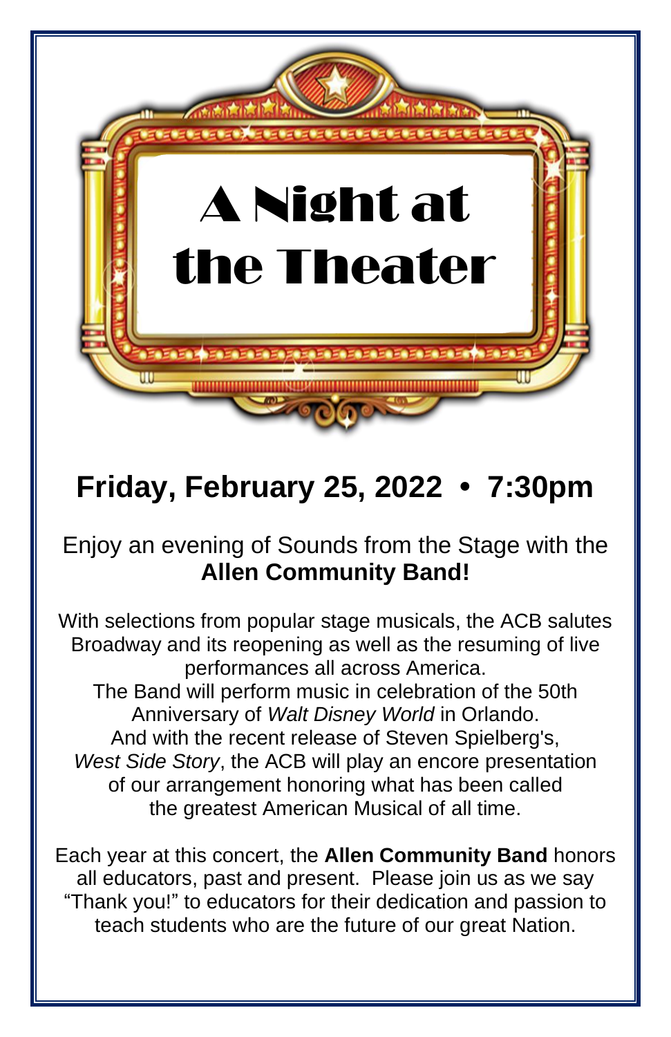# A Night at the Theater

## Friday, February 25, 2022 • 7:30pm

Enjoy an evening of Sounds from the Stage with the **Allen Community Band!**

With selections from popular stage musicals, the ACB salutes Broadway and its reopening as well as the resuming of live performances all across America.
The Band will perform music in celebration of the 50th Anniversary of *Walt Disney World* in Orlando.
And with the recent release of Steven Spielberg's, *West Side Story*, the ACB will play an encore presentation of our arrangement honoring what has been called the greatest American Musical of all time.

Each year at this concert, the **Allen Community Band** honors all educators, past and present. Please join us as we say "Thank you!" to educators for their dedication and passion to teach students who are the future of our great Nation.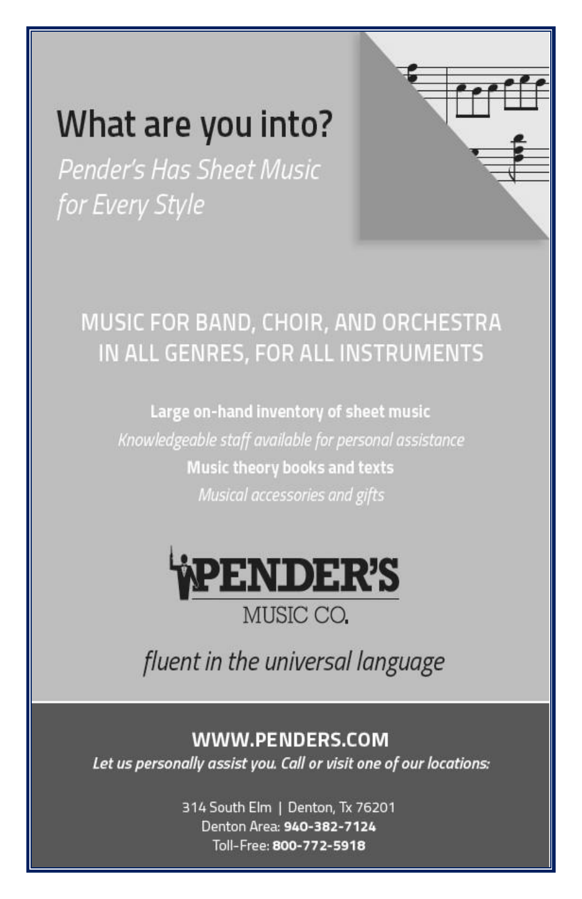# What are you into?

*Pender's Has Sheet Music for Every Style*

## MUSIC FOR BAND, CHOIR, AND ORCHESTRA IN ALL GENRES, FOR ALL INSTRUMENTS

**Large on-hand inventory of sheet music**

*Knowledgeable staff available for personal assistance*

**Music theory books and texts**

*Musical accessories and gifts*

**PENDER'S**
MUSIC CO.

*fluent in the universal language*

**WWW.PENDERS.COM**

***Let us personally assist you. Call or visit one of our locations:***

314 South Elm | Denton, Tx 76201
Denton Area: **940-382-7124**
Toll-Free: **800-772-5918**